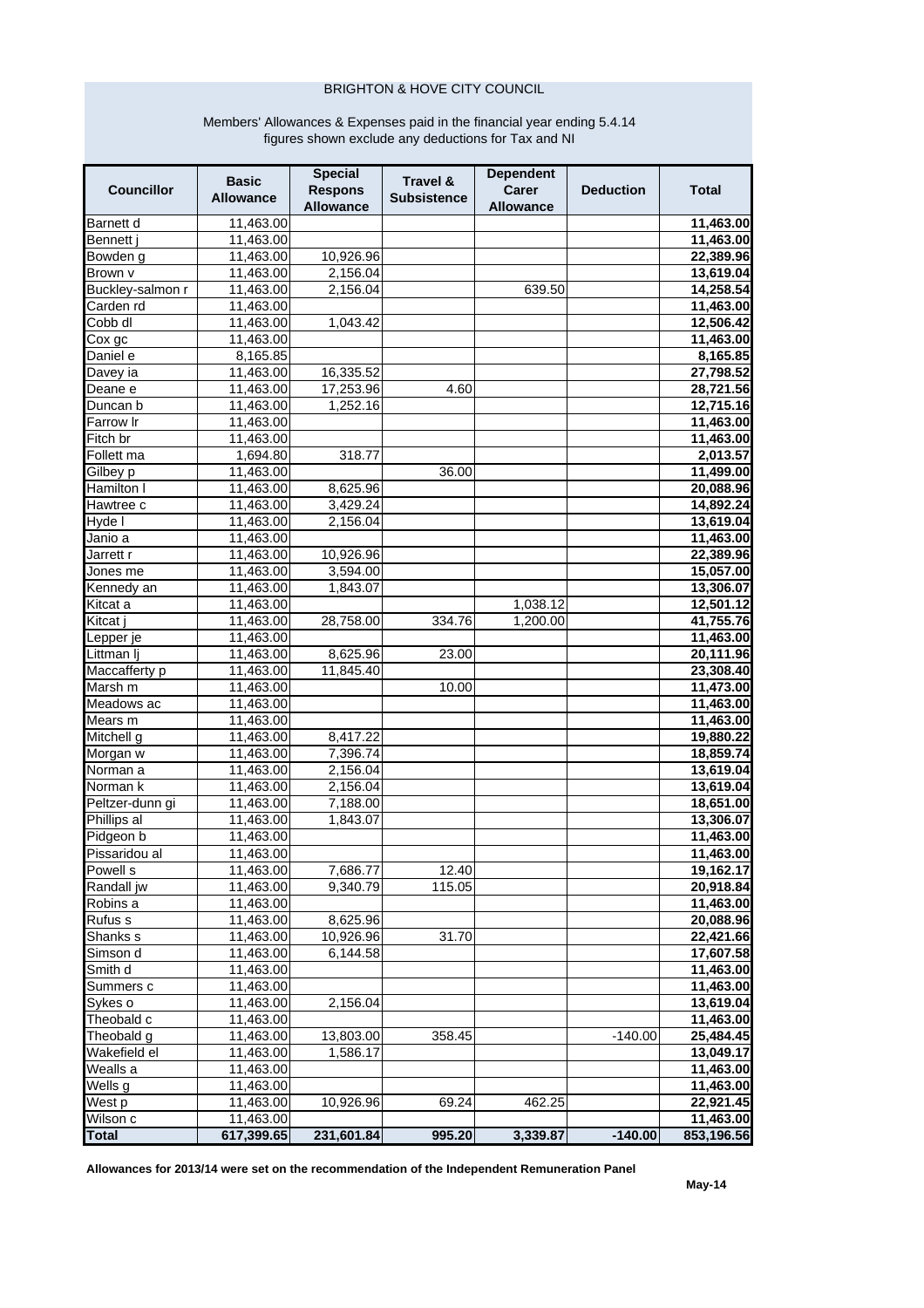# BRIGHTON & HOVE CITY COUNCIL

Members' Allowances & Expenses paid in the financial year ending 5.4.14
figures shown exclude any deductions for Tax and NI

| Councillor | Basic Allowance | Special Respons Allowance | Travel & Subsistence | Dependent Carer Allowance | Deduction | Total |
|---|---|---|---|---|---|---|
| Barnett d | 11,463.00 | | | | | **11,463.00** |
| Bennett j | 11,463.00 | | | | | **11,463.00** |
| Bowden g | 11,463.00 | 10,926.96 | | | | **22,389.96** |
| Brown v | 11,463.00 | 2,156.04 | | | | **13,619.04** |
| Buckley-salmon r | 11,463.00 | 2,156.04 | | 639.50 | | **14,258.54** |
| Carden rd | 11,463.00 | | | | | **11,463.00** |
| Cobb dl | 11,463.00 | 1,043.42 | | | | **12,506.42** |
| Cox gc | 11,463.00 | | | | | **11,463.00** |
| Daniel e | 8,165.85 | | | | | **8,165.85** |
| Davey ia | 11,463.00 | 16,335.52 | | | | **27,798.52** |
| Deane e | 11,463.00 | 17,253.96 | 4.60 | | | **28,721.56** |
| Duncan b | 11,463.00 | 1,252.16 | | | | **12,715.16** |
| Farrow lr | 11,463.00 | | | | | **11,463.00** |
| Fitch br | 11,463.00 | | | | | **11,463.00** |
| Follett ma | 1,694.80 | 318.77 | | | | **2,013.57** |
| Gilbey p | 11,463.00 | | 36.00 | | | **11,499.00** |
| Hamilton l | 11,463.00 | 8,625.96 | | | | **20,088.96** |
| Hawtree c | 11,463.00 | 3,429.24 | | | | **14,892.24** |
| Hyde l | 11,463.00 | 2,156.04 | | | | **13,619.04** |
| Janio a | 11,463.00 | | | | | **11,463.00** |
| Jarrett r | 11,463.00 | 10,926.96 | | | | **22,389.96** |
| Jones me | 11,463.00 | 3,594.00 | | | | **15,057.00** |
| Kennedy an | 11,463.00 | 1,843.07 | | | | **13,306.07** |
| Kitcat a | 11,463.00 | | | 1,038.12 | | **12,501.12** |
| Kitcat j | 11,463.00 | 28,758.00 | 334.76 | 1,200.00 | | **41,755.76** |
| Lepper je | 11,463.00 | | | | | **11,463.00** |
| Littman lj | 11,463.00 | 8,625.96 | 23.00 | | | **20,111.96** |
| Maccafferty p | 11,463.00 | 11,845.40 | | | | **23,308.40** |
| Marsh m | 11,463.00 | | 10.00 | | | **11,473.00** |
| Meadows ac | 11,463.00 | | | | | **11,463.00** |
| Mears m | 11,463.00 | | | | | **11,463.00** |
| Mitchell g | 11,463.00 | 8,417.22 | | | | **19,880.22** |
| Morgan w | 11,463.00 | 7,396.74 | | | | **18,859.74** |
| Norman a | 11,463.00 | 2,156.04 | | | | **13,619.04** |
| Norman k | 11,463.00 | 2,156.04 | | | | **13,619.04** |
| Peltzer-dunn gi | 11,463.00 | 7,188.00 | | | | **18,651.00** |
| Phillips al | 11,463.00 | 1,843.07 | | | | **13,306.07** |
| Pidgeon b | 11,463.00 | | | | | **11,463.00** |
| Pissaridou al | 11,463.00 | | | | | **11,463.00** |
| Powell s | 11,463.00 | 7,686.77 | 12.40 | | | **19,162.17** |
| Randall jw | 11,463.00 | 9,340.79 | 115.05 | | | **20,918.84** |
| Robins a | 11,463.00 | | | | | **11,463.00** |
| Rufus s | 11,463.00 | 8,625.96 | | | | **20,088.96** |
| Shanks s | 11,463.00 | 10,926.96 | 31.70 | | | **22,421.66** |
| Simson d | 11,463.00 | 6,144.58 | | | | **17,607.58** |
| Smith d | 11,463.00 | | | | | **11,463.00** |
| Summers c | 11,463.00 | | | | | **11,463.00** |
| Sykes o | 11,463.00 | 2,156.04 | | | | **13,619.04** |
| Theobald c | 11,463.00 | | | | | **11,463.00** |
| Theobald g | 11,463.00 | 13,803.00 | 358.45 | | -140.00 | **25,484.45** |
| Wakefield el | 11,463.00 | 1,586.17 | | | | **13,049.17** |
| Wealls a | 11,463.00 | | | | | **11,463.00** |
| Wells g | 11,463.00 | | | | | **11,463.00** |
| West p | 11,463.00 | 10,926.96 | 69.24 | 462.25 | | **22,921.45** |
| Wilson c | 11,463.00 | | | | | **11,463.00** |
| **Total** | **617,399.65** | **231,601.84** | **995.20** | **3,339.87** | **-140.00** | **853,196.56** |

**Allowances for 2013/14 were set on the recommendation of the Independent Remuneration Panel**

**May-14**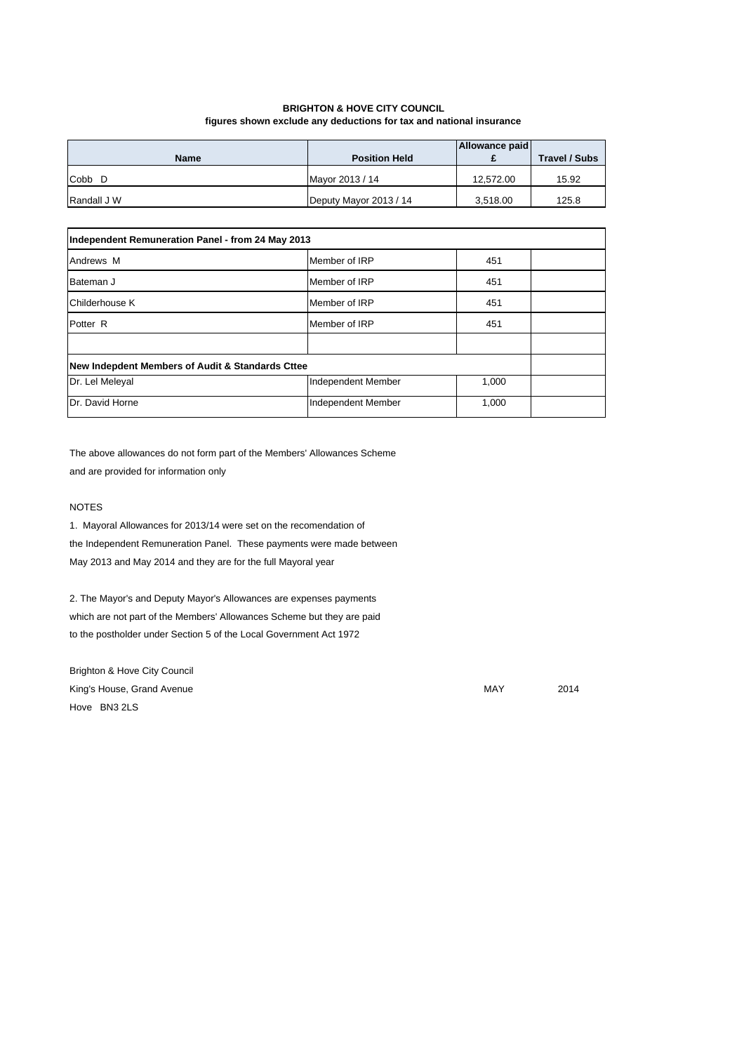**BRIGHTON & HOVE CITY COUNCIL**
**figures shown exclude any deductions for tax and national insurance**

| Name | Position Held | Allowance paid £ | Travel / Subs |
|---|---|---|---|
| Cobb D | Mayor 2013 / 14 | 12,572.00 | 15.92 |
| Randall J W | Deputy Mayor 2013 / 14 | 3,518.00 | 125.8 |

| | | | |
|---|---|---|---|
| **Independent Remuneration Panel - from 24 May 2013** | | | |
| Andrews M | Member of IRP | 451 | |
| Bateman J | Member of IRP | 451 | |
| Childerhouse K | Member of IRP | 451 | |
| Potter R | Member of IRP | 451 | |
| | | | |
| **New Indepdent Members of Audit & Standards Cttee** | | | |
| Dr. Lel Meleyal | Independent Member | 1,000 | |
| Dr. David Horne | Independent Member | 1,000 | |

The above allowances do not form part of the Members' Allowances Scheme
and are provided for information only

NOTES

1. Mayoral Allowances for 2013/14 were set on the recomendation of the Independent Remuneration Panel. These payments were made between May 2013 and May 2014 and they are for the full Mayoral year

2. The Mayor's and Deputy Mayor's Allowances are expenses payments which are not part of the Members' Allowances Scheme but they are paid to the postholder under Section 5 of the Local Government Act 1972

Brighton & Hove City Council
King's House, Grand Avenue
Hove BN3 2LS

MAY 2014